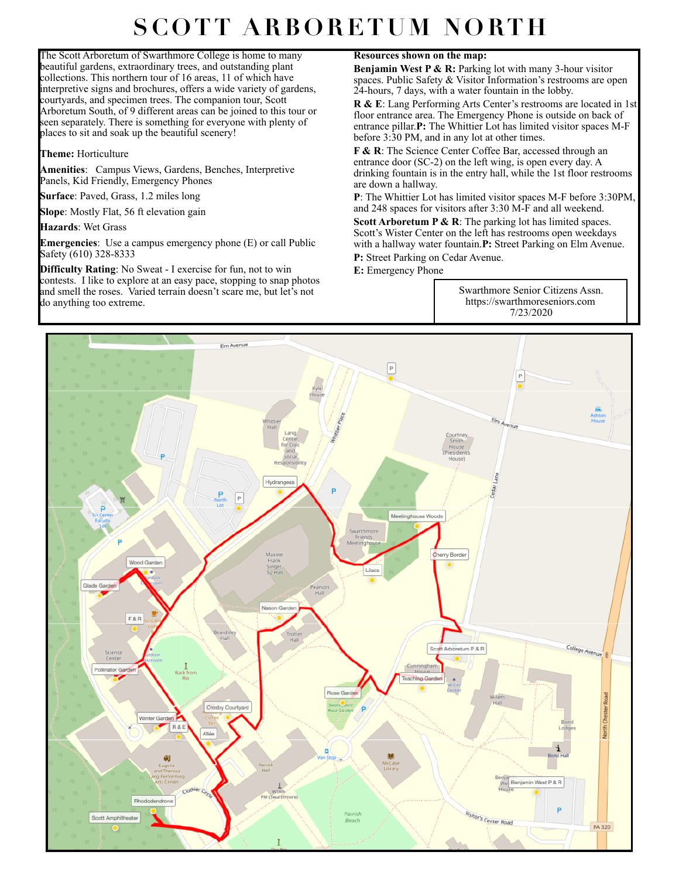# SCOTT ARBORETUM NORTH

The Scott Arboretum of Swarthmore College is home to many beautiful gardens, extraordinary trees, and outstanding plant collections. This northern tour of 16 areas, 11 of which have interpretive signs and brochures, offers a wide variety of gardens, courtyards, and specimen trees. The companion tour, Scott Arboretum South, of 9 different areas can be joined to this tour or seen separately. There is something for everyone with plenty of places to sit and soak up the beautiful scenery!

**Theme:** Horticulture

**Amenities**: Campus Views, Gardens, Benches, Interpretive Panels, Kid Friendly, Emergency Phones

**Surface**: Paved, Grass, 1.2 miles long

**Slope**: Mostly Flat, 56 ft elevation gain

**Hazards**: Wet Grass

**Emergencies**: Use a campus emergency phone (E) or call Public Safety (610) 328-8333

**Difficulty Rating**: No Sweat - I exercise for fun, not to win contests. I like to explore at an easy pace, stopping to snap photos and smell the roses. Varied terrain doesn't scare me, but let's not do anything too extreme.

**Resources shown on the map:**

**Benjamin West P & R:** Parking lot with many 3-hour visitor spaces. Public Safety & Visitor Information's restrooms are open 24-hours, 7 days, with a water fountain in the lobby.

**R & E**: Lang Performing Arts Center's restrooms are located in 1st floor entrance area. The Emergency Phone is outside on back of entrance pillar. **P:** The Whittier Lot has limited visitor spaces M-F before 3:30 PM, and in any lot at other times.

**F & R**: The Science Center Coffee Bar, accessed through an entrance door (SC-2) on the left wing, is open every day. A drinking fountain is in the entry hall, while the 1st floor restrooms are down a hallway.

**P**: The Whittier Lot has limited visitor spaces M-F before 3:30PM, and 248 spaces for visitors after 3:30 M-F and all weekend.

**Scott Arboretum P & R**: The parking lot has limited spaces. Scott's Wister Center on the left has restrooms open weekdays with a hallway water fountain. **P:** Street Parking on Elm Avenue.

**P:** Street Parking on Cedar Avenue.

**E:** Emergency Phone

Swarthmore Senior Citizens Assn.
https://swarthmoreseniors.com
7/23/2020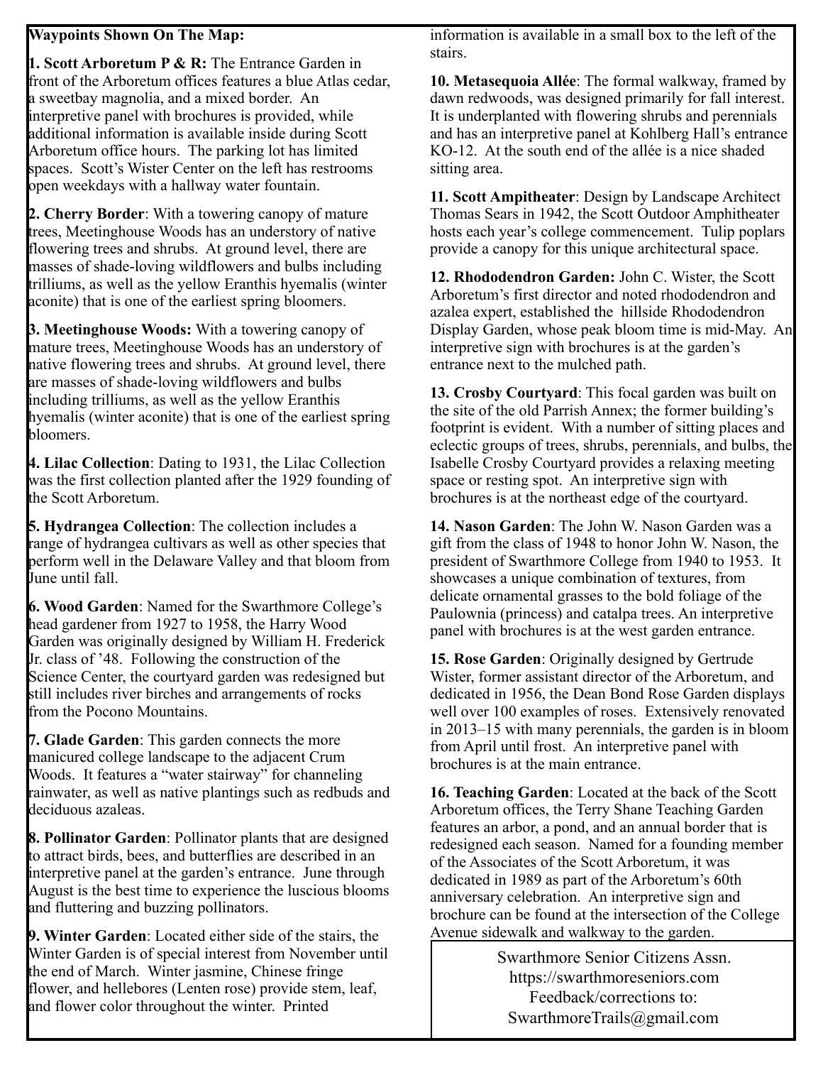**Waypoints Shown On The Map:**

**1. Scott Arboretum P & R:** The Entrance Garden in front of the Arboretum offices features a blue Atlas cedar, a sweetbay magnolia, and a mixed border. An interpretive panel with brochures is provided, while additional information is available inside during Scott Arboretum office hours. The parking lot has limited spaces. Scott's Wister Center on the left has restrooms open weekdays with a hallway water fountain.

**2. Cherry Border**: With a towering canopy of mature trees, Meetinghouse Woods has an understory of native flowering trees and shrubs. At ground level, there are masses of shade-loving wildflowers and bulbs including trilliums, as well as the yellow Eranthis hyemalis (winter aconite) that is one of the earliest spring bloomers.

**3. Meetinghouse Woods:** With a towering canopy of mature trees, Meetinghouse Woods has an understory of native flowering trees and shrubs. At ground level, there are masses of shade-loving wildflowers and bulbs including trilliums, as well as the yellow Eranthis hyemalis (winter aconite) that is one of the earliest spring bloomers.

**4. Lilac Collection**: Dating to 1931, the Lilac Collection was the first collection planted after the 1929 founding of the Scott Arboretum.

**5. Hydrangea Collection**: The collection includes a range of hydrangea cultivars as well as other species that perform well in the Delaware Valley and that bloom from June until fall.

**6. Wood Garden**: Named for the Swarthmore College's head gardener from 1927 to 1958, the Harry Wood Garden was originally designed by William H. Frederick Jr. class of '48. Following the construction of the Science Center, the courtyard garden was redesigned but still includes river birches and arrangements of rocks from the Pocono Mountains.

**7. Glade Garden**: This garden connects the more manicured college landscape to the adjacent Crum Woods. It features a "water stairway" for channeling rainwater, as well as native plantings such as redbuds and deciduous azaleas.

**8. Pollinator Garden**: Pollinator plants that are designed to attract birds, bees, and butterflies are described in an interpretive panel at the garden's entrance. June through August is the best time to experience the luscious blooms and fluttering and buzzing pollinators.

**9. Winter Garden**: Located either side of the stairs, the Winter Garden is of special interest from November until the end of March. Winter jasmine, Chinese fringe flower, and hellebores (Lenten rose) provide stem, leaf, and flower color throughout the winter. Printed information is available in a small box to the left of the stairs.

**10. Metasequoia Allée**: The formal walkway, framed by dawn redwoods, was designed primarily for fall interest. It is underplanted with flowering shrubs and perennials and has an interpretive panel at Kohlberg Hall's entrance KO-12. At the south end of the allée is a nice shaded sitting area.

**11. Scott Ampitheater**: Design by Landscape Architect Thomas Sears in 1942, the Scott Outdoor Amphitheater hosts each year's college commencement. Tulip poplars provide a canopy for this unique architectural space.

**12. Rhododendron Garden:** John C. Wister, the Scott Arboretum's first director and noted rhododendron and azalea expert, established the hillside Rhododendron Display Garden, whose peak bloom time is mid-May. An interpretive sign with brochures is at the garden's entrance next to the mulched path.

**13. Crosby Courtyard**: This focal garden was built on the site of the old Parrish Annex; the former building's footprint is evident. With a number of sitting places and eclectic groups of trees, shrubs, perennials, and bulbs, the Isabelle Crosby Courtyard provides a relaxing meeting space or resting spot. An interpretive sign with brochures is at the northeast edge of the courtyard.

**14. Nason Garden**: The John W. Nason Garden was a gift from the class of 1948 to honor John W. Nason, the president of Swarthmore College from 1940 to 1953. It showcases a unique combination of textures, from delicate ornamental grasses to the bold foliage of the Paulownia (princess) and catalpa trees. An interpretive panel with brochures is at the west garden entrance.

**15. Rose Garden**: Originally designed by Gertrude Wister, former assistant director of the Arboretum, and dedicated in 1956, the Dean Bond Rose Garden displays well over 100 examples of roses. Extensively renovated in 2013–15 with many perennials, the garden is in bloom from April until frost. An interpretive panel with brochures is at the main entrance.

**16. Teaching Garden**: Located at the back of the Scott Arboretum offices, the Terry Shane Teaching Garden features an arbor, a pond, and an annual border that is redesigned each season. Named for a founding member of the Associates of the Scott Arboretum, it was dedicated in 1989 as part of the Arboretum's 60th anniversary celebration. An interpretive sign and brochure can be found at the intersection of the College Avenue sidewalk and walkway to the garden.

Swarthmore Senior Citizens Assn.
https://swarthmoreseniors.com
Feedback/corrections to:
SwarthmoreTrails@gmail.com